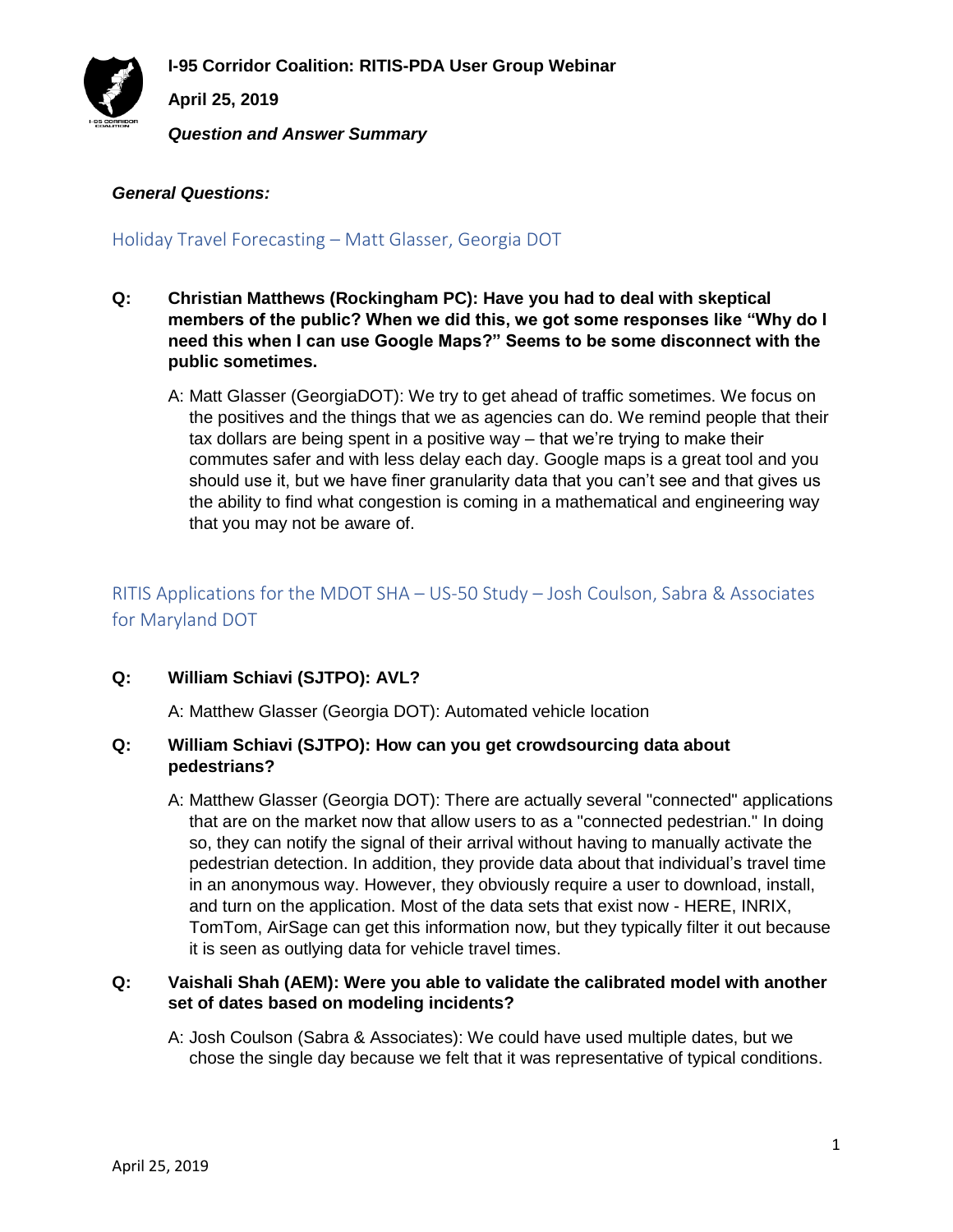**I-95 Corridor Coalition: RITIS-PDA User Group Webinar**

**April 25, 2019**

***Question and Answer Summary***

***General Questions:***

## Holiday Travel Forecasting – Matt Glasser, Georgia DOT

**Q: Christian Matthews (Rockingham PC): Have you had to deal with skeptical members of the public? When we did this, we got some responses like "Why do I need this when I can use Google Maps?" Seems to be some disconnect with the public sometimes.**

A: Matt Glasser (GeorgiaDOT): We try to get ahead of traffic sometimes. We focus on the positives and the things that we as agencies can do. We remind people that their tax dollars are being spent in a positive way – that we're trying to make their commutes safer and with less delay each day. Google maps is a great tool and you should use it, but we have finer granularity data that you can't see and that gives us the ability to find what congestion is coming in a mathematical and engineering way that you may not be aware of.

## RITIS Applications for the MDOT SHA – US-50 Study – Josh Coulson, Sabra & Associates for Maryland DOT

**Q: William Schiavi (SJTPO): AVL?**

A: Matthew Glasser (Georgia DOT): Automated vehicle location

**Q: William Schiavi (SJTPO): How can you get crowdsourcing data about pedestrians?**

A: Matthew Glasser (Georgia DOT): There are actually several "connected" applications that are on the market now that allow users to as a "connected pedestrian." In doing so, they can notify the signal of their arrival without having to manually activate the pedestrian detection. In addition, they provide data about that individual's travel time in an anonymous way. However, they obviously require a user to download, install, and turn on the application. Most of the data sets that exist now - HERE, INRIX, TomTom, AirSage can get this information now, but they typically filter it out because it is seen as outlying data for vehicle travel times.

**Q: Vaishali Shah (AEM): Were you able to validate the calibrated model with another set of dates based on modeling incidents?**

A: Josh Coulson (Sabra & Associates): We could have used multiple dates, but we chose the single day because we felt that it was representative of typical conditions.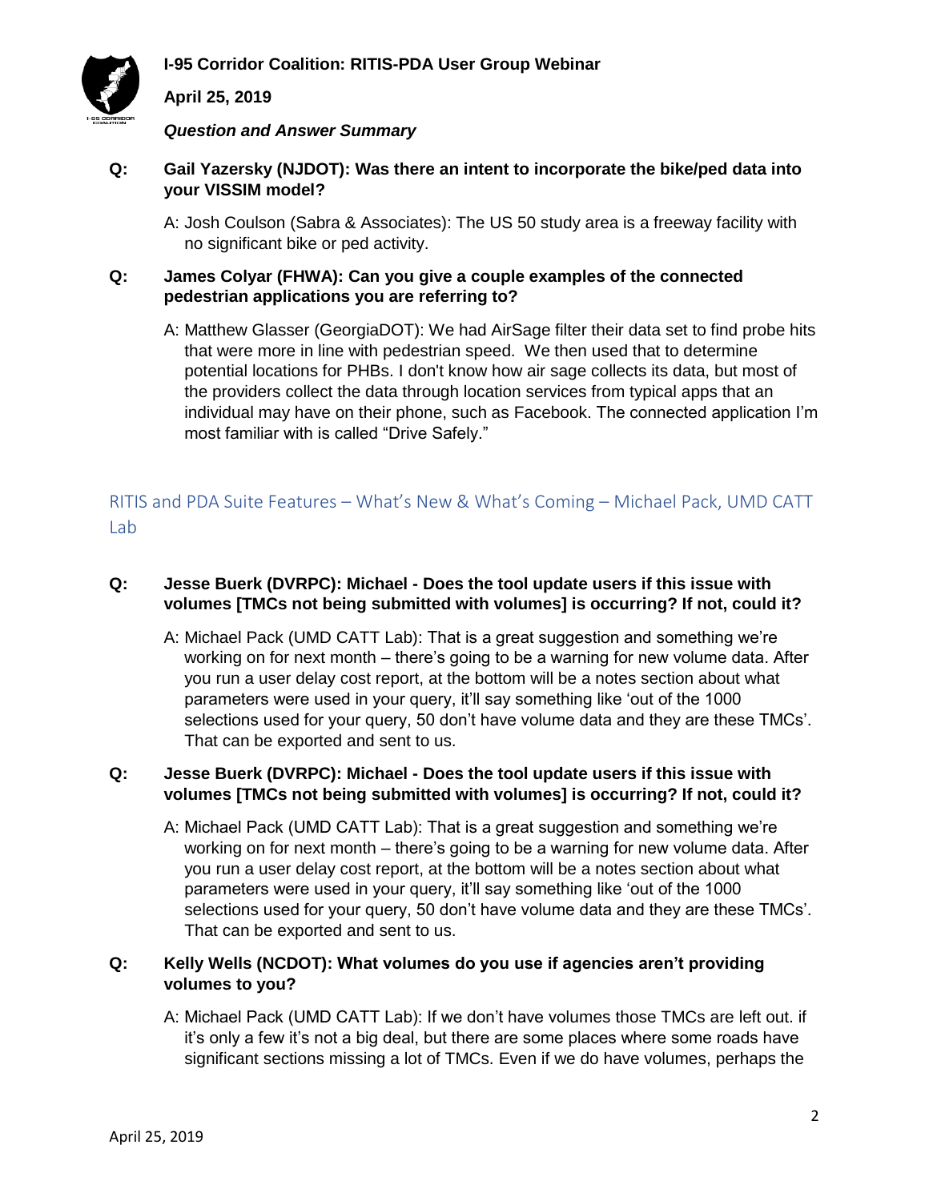## Question and Answer Summary

**Q: Gail Yazersky (NJDOT): Was there an intent to incorporate the bike/ped data into your VISSIM model?**

A: Josh Coulson (Sabra & Associates): The US 50 study area is a freeway facility with no significant bike or ped activity.

**Q: James Colyar (FHWA): Can you give a couple examples of the connected pedestrian applications you are referring to?**

A: Matthew Glasser (GeorgiaDOT): We had AirSage filter their data set to find probe hits that were more in line with pedestrian speed. We then used that to determine potential locations for PHBs. I don't know how air sage collects its data, but most of the providers collect the data through location services from typical apps that an individual may have on their phone, such as Facebook. The connected application I'm most familiar with is called "Drive Safely."

## RITIS and PDA Suite Features – What's New & What's Coming – Michael Pack, UMD CATT Lab

**Q: Jesse Buerk (DVRPC): Michael - Does the tool update users if this issue with volumes [TMCs not being submitted with volumes] is occurring? If not, could it?**

A: Michael Pack (UMD CATT Lab): That is a great suggestion and something we're working on for next month – there's going to be a warning for new volume data. After you run a user delay cost report, at the bottom will be a notes section about what parameters were used in your query, it'll say something like 'out of the 1000 selections used for your query, 50 don't have volume data and they are these TMCs'. That can be exported and sent to us.

**Q: Jesse Buerk (DVRPC): Michael - Does the tool update users if this issue with volumes [TMCs not being submitted with volumes] is occurring? If not, could it?**

A: Michael Pack (UMD CATT Lab): That is a great suggestion and something we're working on for next month – there's going to be a warning for new volume data. After you run a user delay cost report, at the bottom will be a notes section about what parameters were used in your query, it'll say something like 'out of the 1000 selections used for your query, 50 don't have volume data and they are these TMCs'. That can be exported and sent to us.

**Q: Kelly Wells (NCDOT): What volumes do you use if agencies aren't providing volumes to you?**

A: Michael Pack (UMD CATT Lab): If we don't have volumes those TMCs are left out. if it's only a few it's not a big deal, but there are some places where some roads have significant sections missing a lot of TMCs. Even if we do have volumes, perhaps the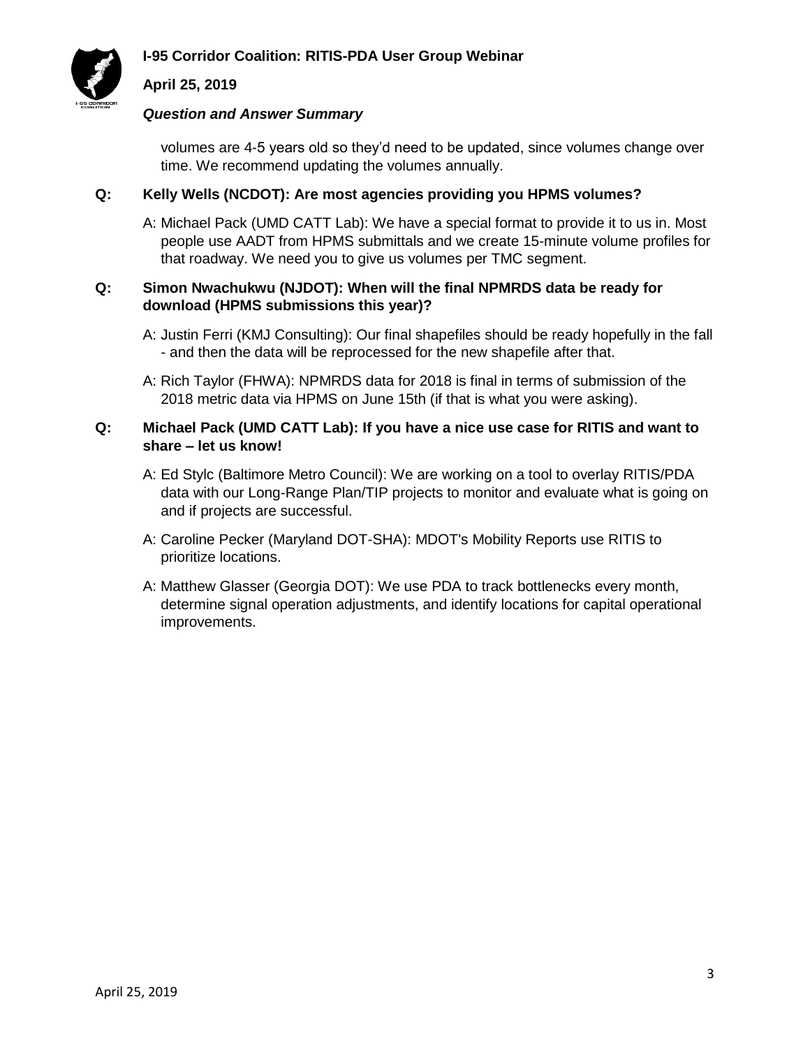volumes are 4-5 years old so they'd need to be updated, since volumes change over time. We recommend updating the volumes annually.

**Q: Kelly Wells (NCDOT): Are most agencies providing you HPMS volumes?**

A: Michael Pack (UMD CATT Lab): We have a special format to provide it to us in. Most people use AADT from HPMS submittals and we create 15-minute volume profiles for that roadway. We need you to give us volumes per TMC segment.

**Q: Simon Nwachukwu (NJDOT): When will the final NPMRDS data be ready for download (HPMS submissions this year)?**

A: Justin Ferri (KMJ Consulting): Our final shapefiles should be ready hopefully in the fall - and then the data will be reprocessed for the new shapefile after that.

A: Rich Taylor (FHWA): NPMRDS data for 2018 is final in terms of submission of the 2018 metric data via HPMS on June 15th (if that is what you were asking).

**Q: Michael Pack (UMD CATT Lab): If you have a nice use case for RITIS and want to share – let us know!**

A: Ed Stylc (Baltimore Metro Council): We are working on a tool to overlay RITIS/PDA data with our Long-Range Plan/TIP projects to monitor and evaluate what is going on and if projects are successful.

A: Caroline Pecker (Maryland DOT-SHA): MDOT's Mobility Reports use RITIS to prioritize locations.

A: Matthew Glasser (Georgia DOT): We use PDA to track bottlenecks every month, determine signal operation adjustments, and identify locations for capital operational improvements.